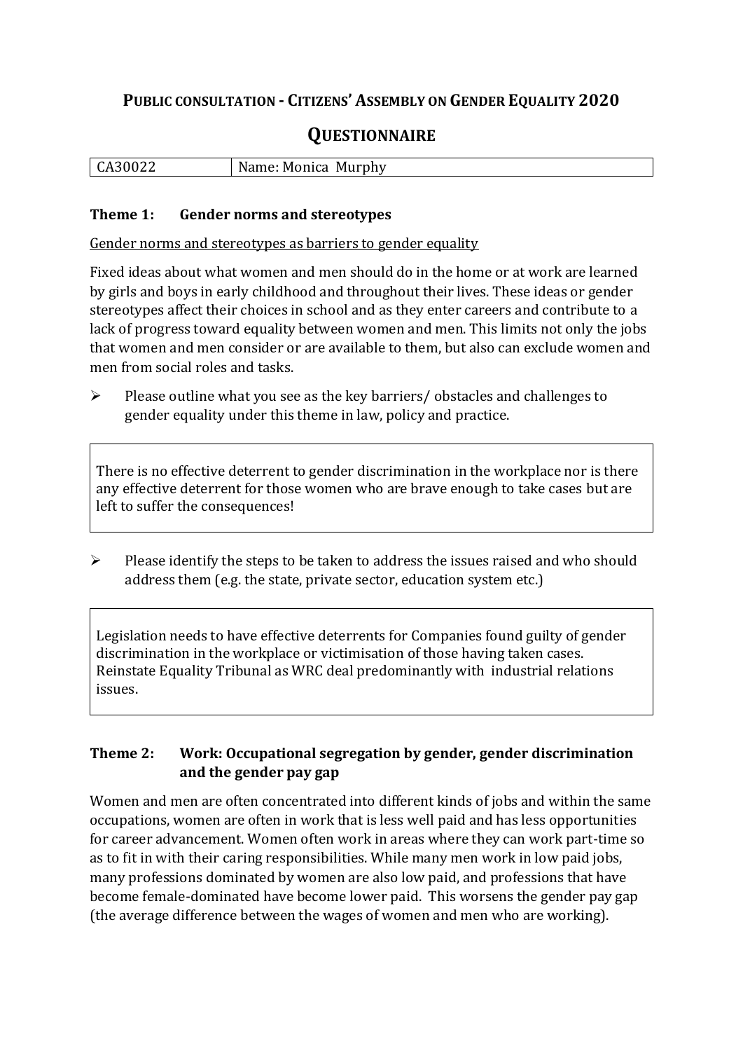# PUBLIC CONSULTATION - CITIZENS' ASSEMBLY ON GENDER EQUALITY 2020

## QUESTIONNAIRE

| CA30022 | Name: Monica Murphy |
| --- | --- |

### Theme 1: Gender norms and stereotypes

Gender norms and stereotypes as barriers to gender equality

Fixed ideas about what women and men should do in the home or at work are learned by girls and boys in early childhood and throughout their lives. These ideas or gender stereotypes affect their choices in school and as they enter careers and contribute to a lack of progress toward equality between women and men. This limits not only the jobs that women and men consider or are available to them, but also can exclude women and men from social roles and tasks.

- Please outline what you see as the key barriers/ obstacles and challenges to gender equality under this theme in law, policy and practice.

There is no effective deterrent to gender discrimination in the workplace nor is there any effective deterrent for those women who are brave enough to take cases but are left to suffer the consequences!

- Please identify the steps to be taken to address the issues raised and who should address them (e.g. the state, private sector, education system etc.)

Legislation needs to have effective deterrents for Companies found guilty of gender discrimination in the workplace or victimisation of those having taken cases. Reinstate Equality Tribunal as WRC deal predominantly with industrial relations issues.

### Theme 2: Work: Occupational segregation by gender, gender discrimination and the gender pay gap

Women and men are often concentrated into different kinds of jobs and within the same occupations, women are often in work that is less well paid and has less opportunities for career advancement. Women often work in areas where they can work part-time so as to fit in with their caring responsibilities. While many men work in low paid jobs, many professions dominated by women are also low paid, and professions that have become female-dominated have become lower paid. This worsens the gender pay gap (the average difference between the wages of women and men who are working).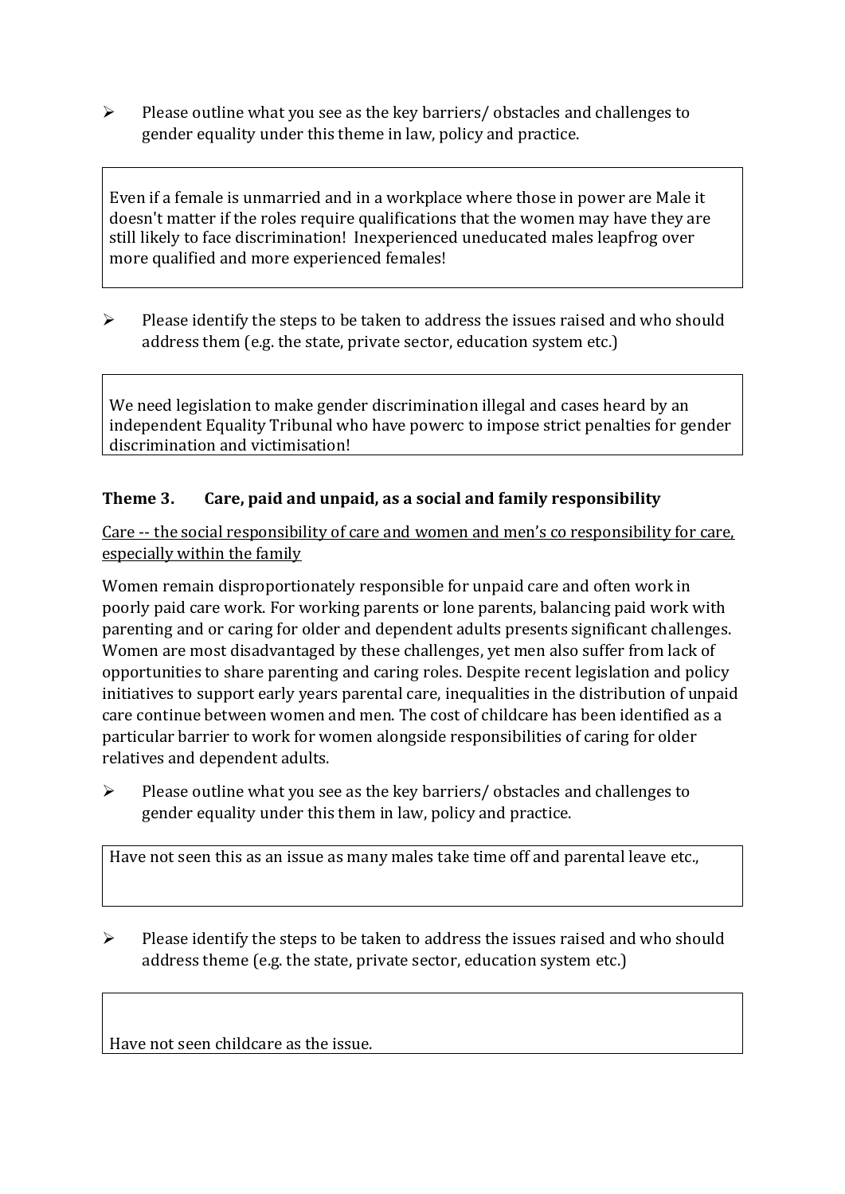- Please outline what you see as the key barriers/ obstacles and challenges to gender equality under this theme in law, policy and practice.

> Even if a female is unmarried and in a workplace where those in power are Male it doesn't matter if the roles require qualifications that the women may have they are still likely to face discrimination! Inexperienced uneducated males leapfrog over more qualified and more experienced females!

- Please identify the steps to be taken to address the issues raised and who should address them (e.g. the state, private sector, education system etc.)

> We need legislation to make gender discrimination illegal and cases heard by an independent Equality Tribunal who have powerc to impose strict penalties for gender discrimination and victimisation!

### Theme 3. Care, paid and unpaid, as a social and family responsibility

<u>Care -- the social responsibility of care and women and men's co responsibility for care, especially within the family</u>

Women remain disproportionately responsible for unpaid care and often work in poorly paid care work. For working parents or lone parents, balancing paid work with parenting and or caring for older and dependent adults presents significant challenges. Women are most disadvantaged by these challenges, yet men also suffer from lack of opportunities to share parenting and caring roles. Despite recent legislation and policy initiatives to support early years parental care, inequalities in the distribution of unpaid care continue between women and men. The cost of childcare has been identified as a particular barrier to work for women alongside responsibilities of caring for older relatives and dependent adults.

- Please outline what you see as the key barriers/ obstacles and challenges to gender equality under this them in law, policy and practice.

> Have not seen this as an issue as many males take time off and parental leave etc.,

- Please identify the steps to be taken to address the issues raised and who should address theme (e.g. the state, private sector, education system etc.)

> Have not seen childcare as the issue.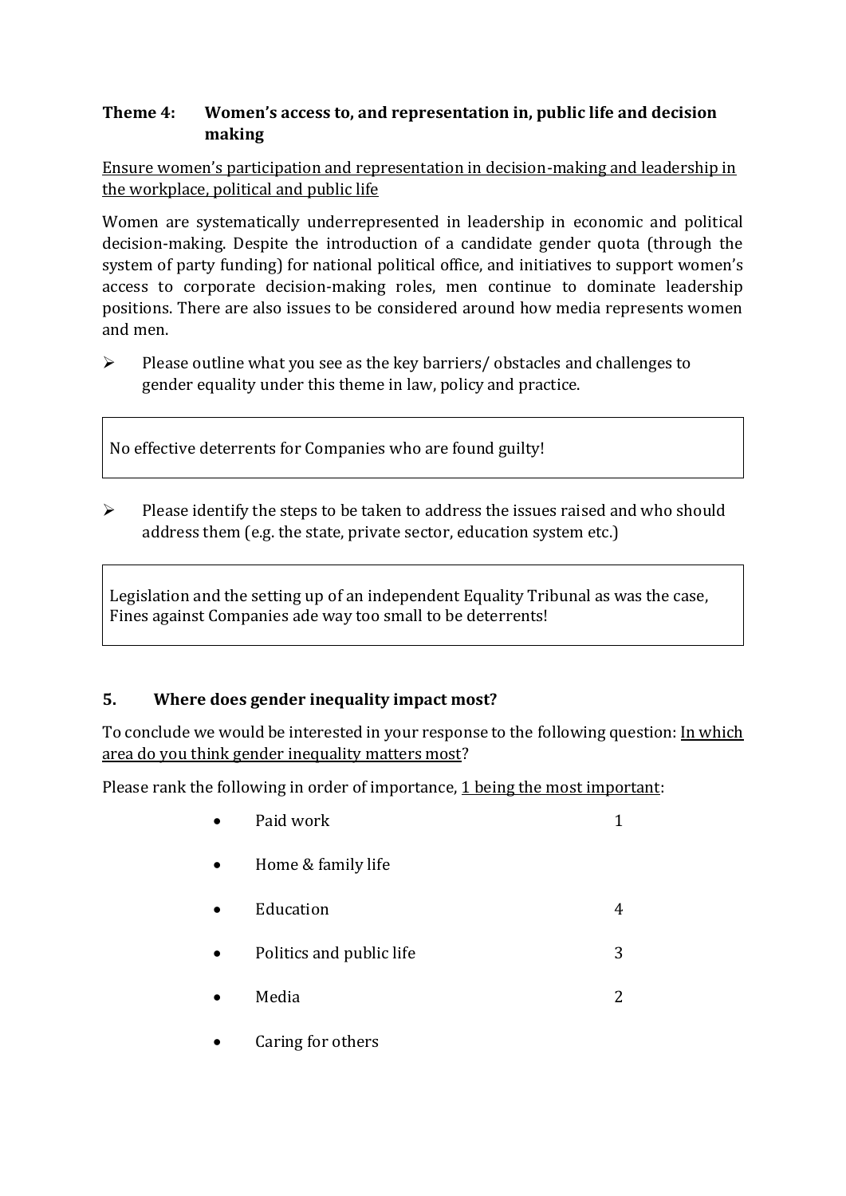### Theme 4: Women's access to, and representation in, public life and decision making

<u>Ensure women's participation and representation in decision-making and leadership in the workplace, political and public life</u>

Women are systematically underrepresented in leadership in economic and political decision-making. Despite the introduction of a candidate gender quota (through the system of party funding) for national political office, and initiatives to support women's access to corporate decision-making roles, men continue to dominate leadership positions. There are also issues to be considered around how media represents women and men.

- Please outline what you see as the key barriers/ obstacles and challenges to gender equality under this theme in law, policy and practice.

> No effective deterrents for Companies who are found guilty!

- Please identify the steps to be taken to address the issues raised and who should address them (e.g. the state, private sector, education system etc.)

> Legislation and the setting up of an independent Equality Tribunal as was the case, Fines against Companies ade way too small to be deterrents!

### 5. Where does gender inequality impact most?

To conclude we would be interested in your response to the following question: <u>In which area do you think gender inequality matters most</u>?

Please rank the following in order of importance, <u>1 being the most important</u>:

| Area | Rank |
|---|---|
| Paid work | 1 |
| Home & family life | |
| Education | 4 |
| Politics and public life | 3 |
| Media | 2 |
| Caring for others | |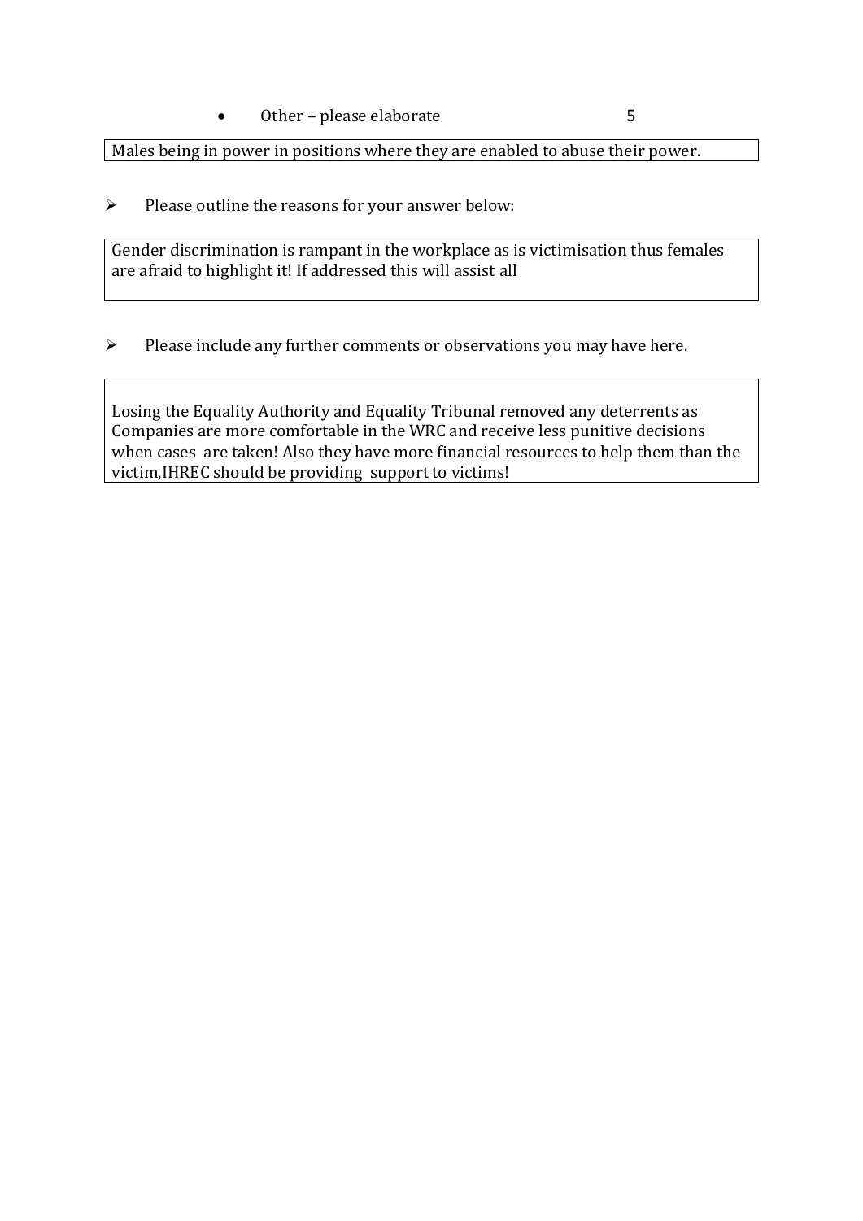- Other – please elaborate 5

Males being in power in positions where they are enabled to abuse their power.

➢ Please outline the reasons for your answer below:

Gender discrimination is rampant in the workplace as is victimisation thus females are afraid to highlight it! If addressed this will assist all

➢ Please include any further comments or observations you may have here.

Losing the Equality Authority and Equality Tribunal removed any deterrents as Companies are more comfortable in the WRC and receive less punitive decisions when cases are taken! Also they have more financial resources to help them than the victim,IHREC should be providing support to victims!